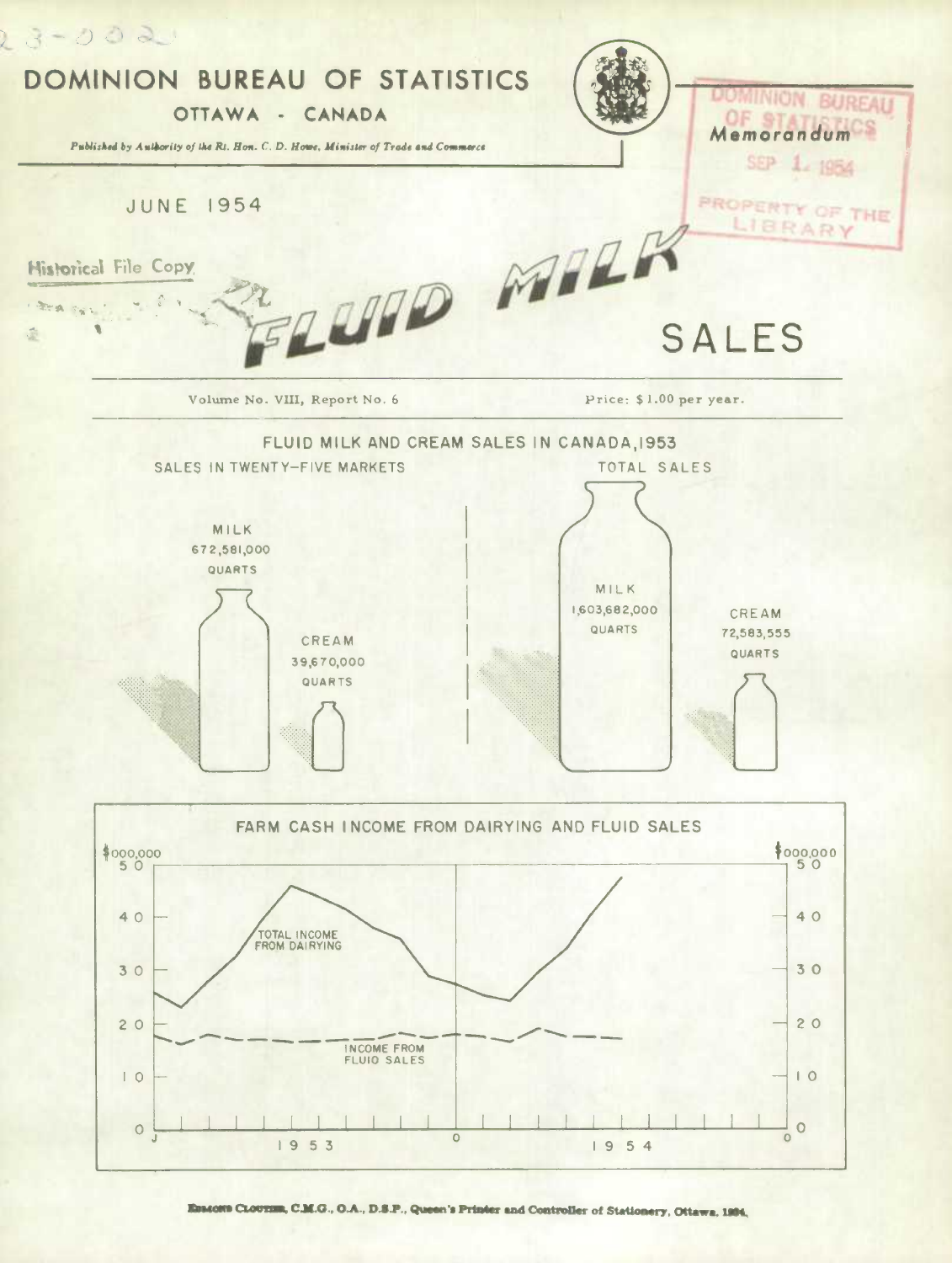# DOMINION BUREAU OF STATISTICS

OTTAWA - CANADA

*Published by Authority of the Rt. Hon. C. D. Howe, Minister of Trade and Commerce*

DOMINION BUREAU OF STATISTICS

Memorandum

SEP 1 1954

PROPERTY OF THE LIBRARY

JUNE 1954

Historical File Copy

# FLUID MILK SALES

Volume No. VIII, Report No. 6

Price: $1.00 per year.

## FLUID MILK AND CREAM SALES IN CANADA, 1953

SALES IN TWENTY-FIVE MARKETS

MILK 672,581,000 QUARTS

CREAM 39,670,000 QUARTS

TOTAL SALES

MILK 1,603,682,000 QUARTS

CREAM 72,583,555 QUARTS

## FARM CASH INCOME FROM DAIRYING AND FLUID SALES

$000,000

TOTAL INCOME FROM DAIRYING

INCOME FROM FLUID SALES

1953 1954

Edmond Cloutier, C.M.G., O.A., D.S.P., Queen's Printer and Controller of Stationery, Ottawa, 1954.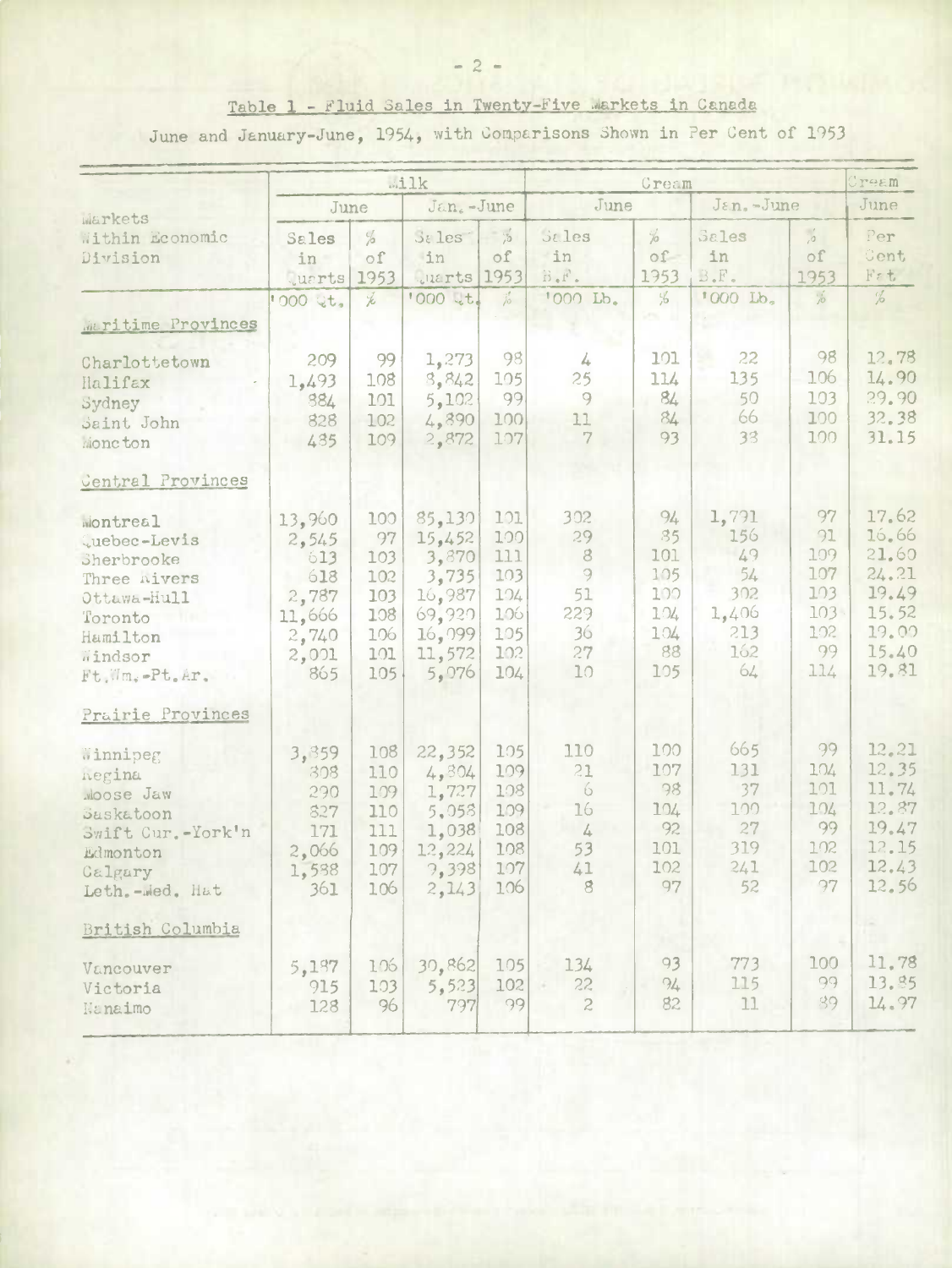## Table 1 - Fluid Sales in Twenty-Five Markets in Canada

June and January-June, 1954, with Comparisons Shown in Per Cent of 1953

| Markets Within Economic Division | Milk | | | | Cream | | | | Cream |
|---|---|---|---|---|---|---|---|---|---|
| | June | | Jan.-June | | June | | Jan.-June | | June |
| | Sales in Quarts | % of 1953 | Sales in Quarts | % of 1953 | Sales in B.F. | % of 1953 | Sales in B.F. | % of 1953 | Per Cent Fat |
| | '000 Qt. | % | '000 Qt. | % | '000 Lb. | % | '000 Lb. | % | % |
| **Maritime Provinces** | | | | | | | | | |
| Charlottetown | 209 | 99 | 1,273 | 98 | 4 | 101 | 22 | 98 | 12.78 |
| Halifax | 1,493 | 108 | 8,842 | 105 | 25 | 114 | 135 | 106 | 14.90 |
| Sydney | 884 | 101 | 5,102 | 99 | 9 | 84 | 50 | 103 | 29.90 |
| Saint John | 828 | 102 | 4,890 | 100 | 11 | 84 | 66 | 100 | 32.38 |
| Moncton | 485 | 109 | 2,872 | 107 | 7 | 93 | 38 | 100 | 31.15 |
| **Central Provinces** | | | | | | | | | |
| Montreal | 13,960 | 100 | 85,130 | 101 | 302 | 94 | 1,791 | 97 | 17.62 |
| Quebec-Levis | 2,545 | 97 | 15,452 | 100 | 29 | 85 | 156 | 91 | 16.66 |
| Sherbrooke | 613 | 103 | 3,870 | 111 | 8 | 101 | 49 | 109 | 21.60 |
| Three Rivers | 618 | 102 | 3,735 | 103 | 9 | 105 | 54 | 107 | 24.21 |
| Ottawa-Hull | 2,787 | 103 | 16,987 | 104 | 51 | 100 | 302 | 103 | 19.49 |
| Toronto | 11,666 | 108 | 69,920 | 106 | 229 | 104 | 1,406 | 103 | 15.52 |
| Hamilton | 2,740 | 106 | 16,099 | 105 | 36 | 104 | 213 | 102 | 19.00 |
| Windsor | 2,001 | 101 | 11,572 | 102 | 27 | 88 | 162 | 99 | 15.40 |
| Ft.Wm.-Pt.Ar. | 865 | 105 | 5,076 | 104 | 10 | 105 | 64 | 114 | 19.81 |
| **Prairie Provinces** | | | | | | | | | |
| Winnipeg | 3,859 | 108 | 22,352 | 105 | 110 | 100 | 665 | 99 | 12.21 |
| Regina | 808 | 110 | 4,804 | 109 | 21 | 107 | 131 | 104 | 12.35 |
| Moose Jaw | 290 | 109 | 1,727 | 108 | 6 | 98 | 37 | 101 | 11.74 |
| Saskatoon | 827 | 110 | 5,058 | 109 | 16 | 104 | 100 | 104 | 12.87 |
| Swift Cur.-York'n | 171 | 111 | 1,038 | 108 | 4 | 92 | 27 | 99 | 19.47 |
| Edmonton | 2,066 | 109 | 12,224 | 108 | 53 | 101 | 319 | 102 | 12.15 |
| Calgary | 1,588 | 107 | 9,398 | 107 | 41 | 102 | 241 | 102 | 12.43 |
| Leth.-Med. Hat | 361 | 106 | 2,143 | 106 | 8 | 97 | 52 | 97 | 12.56 |
| **British Columbia** | | | | | | | | | |
| Vancouver | 5,187 | 106 | 30,862 | 105 | 134 | 93 | 773 | 100 | 11.78 |
| Victoria | 915 | 103 | 5,523 | 102 | 22 | 94 | 115 | 99 | 13.85 |
| Nanaimo | 128 | 96 | 797 | 99 | 2 | 82 | 11 | 89 | 14.97 |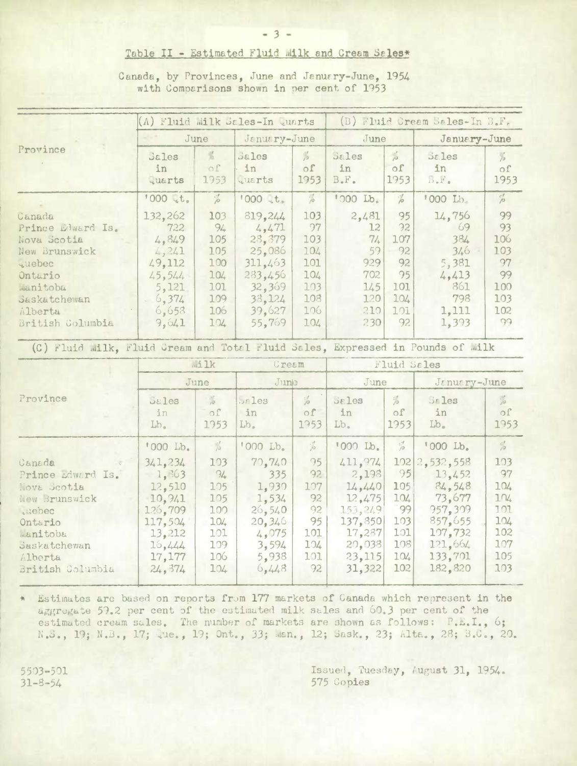## Table II - Estimated Fluid Milk and Cream Sales*

Canada, by Provinces, June and January-June, 1954
with Comparisons shown in per cent of 1953

| Province | (A) Fluid Milk Sales-In Quarts | | | | (B) Fluid Cream Sales-In B.F. | | | |
|---|---|---|---|---|---|---|---|---|
| | June | | January-June | | June | | January-June | |
| | Sales in Quarts | % of 1953 | Sales in Quarts | % of 1953 | Sales in B.F. | % of 1953 | Sales in B.F. | % of 1953 |
| | '000 Qt. | % | '000 Qt. | % | '000 Lb. | % | '000 Lb. | % |
| Canada | 132,262 | 103 | 819,244 | 103 | 2,481 | 95 | 14,756 | 99 |
| Prince Edward Is. | 722 | 94 | 4,471 | 97 | 12 | 92 | 69 | 93 |
| Nova Scotia | 4,849 | 105 | 28,379 | 103 | 74 | 107 | 384 | 106 |
| New Brunswick | 4,241 | 105 | 25,086 | 104 | 59 | 92 | 346 | 103 |
| Quebec | 49,112 | 100 | 311,463 | 101 | 929 | 92 | 5,381 | 97 |
| Ontario | 45,544 | 104 | 283,456 | 104 | 702 | 95 | 4,413 | 99 |
| Manitoba | 5,121 | 101 | 32,369 | 103 | 145 | 101 | 861 | 100 |
| Saskatchewan | 6,374 | 109 | 38,124 | 108 | 120 | 104 | 798 | 103 |
| Alberta | 6,658 | 106 | 39,627 | 106 | 210 | 101 | 1,111 | 102 |
| British Columbia | 9,641 | 104 | 55,769 | 104 | 230 | 92 | 1,393 | 99 |

(C) Fluid Milk, Fluid Cream and Total Fluid Sales, Expressed in Pounds of Milk

| Province | Milk | | Cream | | Fluid Sales | | | |
|---|---|---|---|---|---|---|---|---|
| | June | | June | | June | | January-June | |
| | Sales in Lb. | % of 1953 | Sales in Lb. | % of 1953 | Sales in Lb. | % of 1953 | Sales in Lb. | % of 1953 |
| | '000 Lb. | % | '000 Lb. | % | '000 Lb. | % | '000 Lb. | % |
| Canada | 341,234 | 103 | 70,740 | 95 | 411,974 | 102 | 2,532,558 | 103 |
| Prince Edward Is. | 1,863 | 94 | 335 | 92 | 2,198 | 95 | 13,452 | 97 |
| Nova Scotia | 12,510 | 105 | 1,930 | 107 | 14,440 | 105 | 84,548 | 104 |
| New Brunswick | 10,941 | 105 | 1,534 | 92 | 12,475 | 104 | 73,677 | 104 |
| Quebec | 126,709 | 100 | 26,540 | 92 | 153,249 | 99 | 957,309 | 101 |
| Ontario | 117,504 | 104 | 20,346 | 95 | 137,850 | 103 | 857,655 | 104 |
| Manitoba | 13,212 | 101 | 4,075 | 101 | 17,287 | 101 | 107,732 | 102 |
| Saskatchewan | 16,444 | 109 | 3,594 | 104 | 20,038 | 108 | 121,664 | 107 |
| Alberta | 17,177 | 106 | 5,938 | 101 | 23,115 | 104 | 133,701 | 105 |
| British Columbia | 24,874 | 104 | 6,448 | 92 | 31,322 | 102 | 182,820 | 103 |

* Estimates are based on reports from 177 markets of Canada which represent in the aggregate 59.2 per cent of the estimated milk sales and 60.3 per cent of the estimated cream sales. The number of markets are shown as follows: P.E.I., 6; N.S., 19; N.B., 17; Que., 19; Ont., 33; Man., 12; Sask., 23; Alta., 28; B.C., 20.

5503-501
31-8-54

Issued, Tuesday, August 31, 1954.
575 Copies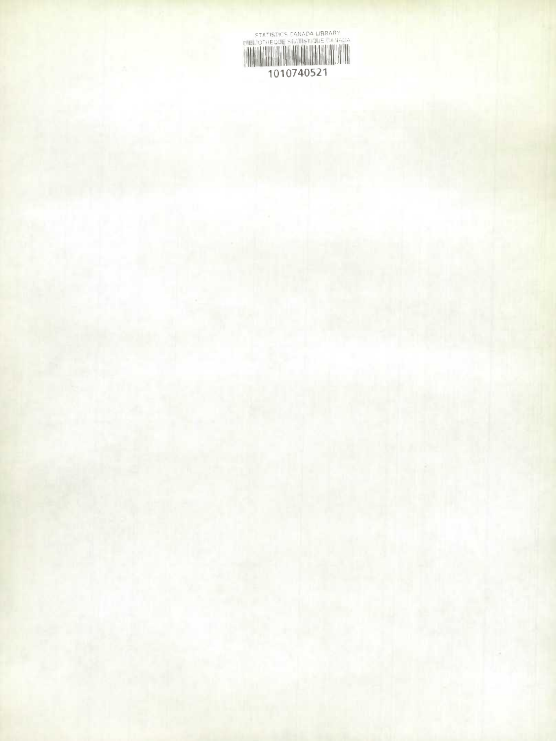STATISTICS CANADA LIBRARY
BIBLIOTHEQUE STATISTIQUE CANADA

1010740521